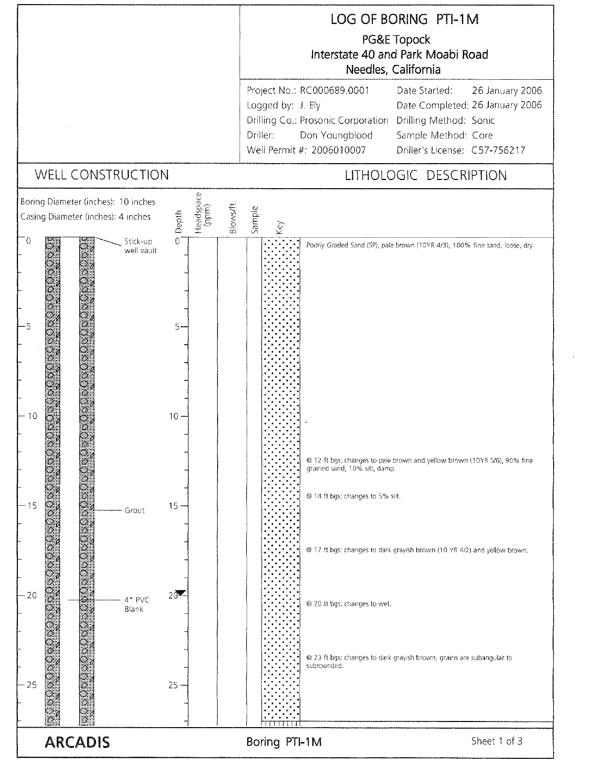# LOG OF BORING PTI-1M

PG&E Topock
Interstate 40 and Park Moabi Road
Needles, California

| | | | |
|---|---|---|---|
| Project No.: | RC000689.0001 | Date Started: | 26 January 2006 |
| Logged by: | J. Ely | Date Completed: | 26 January 2006 |
| Drilling Co.: | Prosonic Corporation | Drilling Method: | Sonic |
| Driller: | Don Youngblood | Sample Method: | Core |
| Well Permit #: | 2006010007 | Driller's License: | C57-756217 |

## WELL CONSTRUCTION

Boring Diameter (inches): 10 inches
Casing Diameter (inches): 4 inches

- Stick-up well vault (0 ft)
- Grout (~15 ft)
- 4" PVC Blank (~20 ft)

## LITHOLOGIC DESCRIPTION

| Depth | Headspace (ppm) | Blows/ft. | Sample | Key | Description |
|---|---|---|---|---|---|
| 0 | | | | | Poorly Graded Sand (SP); pale brown (10YR 4/3), 100% fine sand, loose, dry. |
| 12 | | | | | @ 12 ft bgs: changes to pale brown and yellow brown (10YR 5/6), 90% fine grained sand, 10% silt, damp. |
| 14 | | | | | @ 14 ft bgs: changes to 5% silt. |
| 17 | | | | | @ 17 ft bgs: changes to dark grayish brown (10 YR 4/2) and yellow brown. |
| 20 | | | | | @ 20 ft bgs: changes to wet. |
| 23 | | | | | @ 23 ft bgs: changes to dark grayish brown, grains are subangular to subrounded. |

ARCADIS

Boring PTI-1M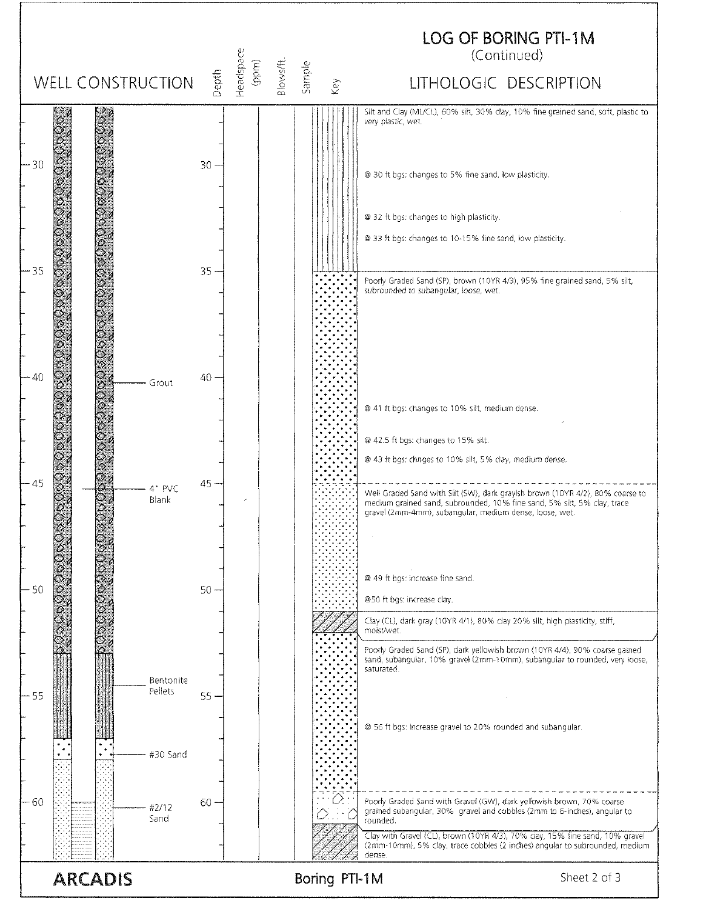# LOG OF BORING PTI-1M
(Continued)

| Depth | Well Construction | Lithologic Description |
|---|---|---|
| 28–35 | Grout | Silt and Clay (ML/CL), 60% silt, 30% clay, 10% fine grained sand, soft, plastic to very plastic, wet. |
| 30 | | @ 30 ft bgs: changes to 5% fine sand, low plasticity. |
| 32 | | @ 32 ft bgs: changes to high plasticity. |
| 33 | | @ 33 ft bgs: changes to 10-15% fine sand, low plasticity. |
| 35–45 | Grout | Poorly Graded Sand (SP), brown (10YR 4/3), 95% fine grained sand, 5% silt, subrounded to subangular, loose, wet. |
| 41 | | @ 41 ft bgs: changes to 10% silt, medium dense. |
| 42.5 | | @ 42.5 ft bgs: changes to 15% silt. |
| 43 | | @ 43 ft bgs: chnges to 10% silt, 5% clay, medium dense. |
| 45–51 | Grout; 4" PVC Blank | Well Graded Sand with Silt (SW), dark grayish brown (10YR 4/2), 80% coarse to medium grained sand, subrounded, 10% fine sand, 5% silt, 5% clay, trace gravel (2mm-4mm), subangular, medium dense, loose, wet. |
| 49 | | @ 49 ft bgs: increase fine sand. |
| 50 | | @50 ft bgs: increase clay. |
| 51–52 | Grout | Clay (CL), dark gray (10YR 4/1), 80% clay 20% silt, high plasticity, stiff, moist/wet. |
| 52–60 | Grout; Bentonite Pellets (53–57); #30 Sand (57–58); #2/12 Sand (58–) | Poorly Graded Sand (SP), dark yellowish brown (10YR 4/4), 90% coarse gained sand, subangular, 10% gravel (2mm-10mm), subangular to rounded, very loose, saturated. |
| 56 | | @ 56 ft bgs: increase gravel to 20% rounded and subangular. |
| 60–61 | #2/12 Sand | Poorly Graded Sand with Gravel (GW), dark yellowish brown, 70% coarse grained subangular, 30% gravel and cobbles (2mm to 6-inches), angular to rounded. |
| 61– | #2/12 Sand | Clay with Gravel (CL), brown (10YR 4/3), 70% clay, 15% fine sand, 10% gravel (2mm-10mm), 5% clay, trace cobbles (2 inches) angular to subrounded, medium dense. |

ARCADIS

Boring PTI-1M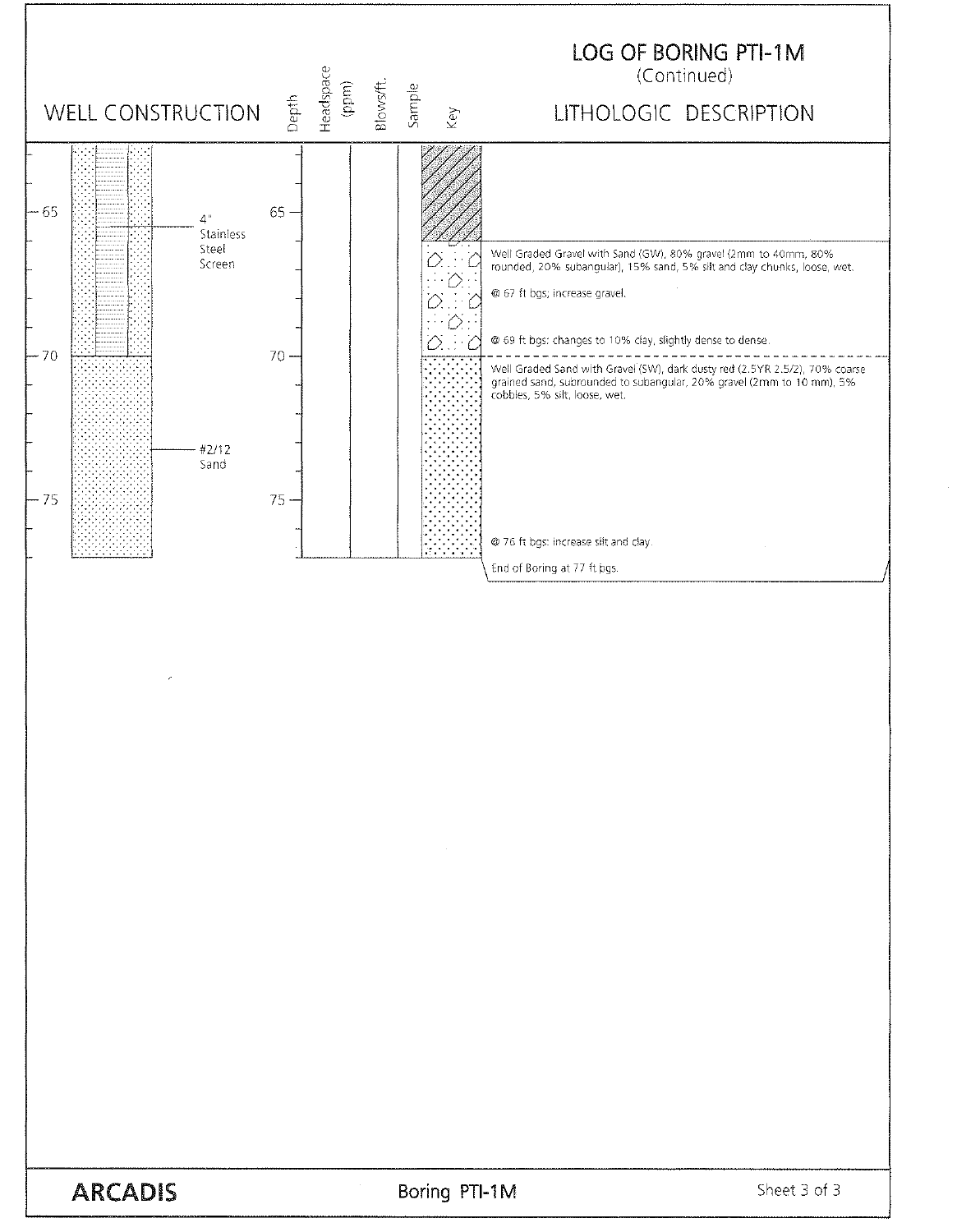# LOG OF BORING PTI-1M

(Continued)

| WELL CONSTRUCTION | Depth | Headspace (ppm) | Blows/ft. | Sample | Key | LITHOLOGIC DESCRIPTION |
|---|---|---|---|---|---|---|
| 4" Stainless Steel Screen | 65 | | | | | |
| | | | | | | Well Graded Gravel with Sand (GW), 80% gravel (2mm to 40mm, 80% rounded, 20% subangular), 15% sand, 5% silt and clay chunks, loose, wet. |
| | | | | | | @ 67 ft bgs; increase gravel. |
| | | | | | | @ 69 ft bgs: changes to 10% clay, slightly dense to dense. |
| | 70 | | | | | Well Graded Sand with Gravel (SW), dark dusty red (2.5YR 2.5/2), 70% coarse grained sand, subrounded to subangular, 20% gravel (2mm to 10 mm), 5% cobbles, 5% silt, loose, wet. |
| #2/12 Sand | | | | | | |
| | 75 | | | | | |
| | | | | | | @ 76 ft bgs: increase silt and clay. |
| | | | | | | End of Boring at 77 ft bgs. |

ARCADIS

Boring PTI-1M